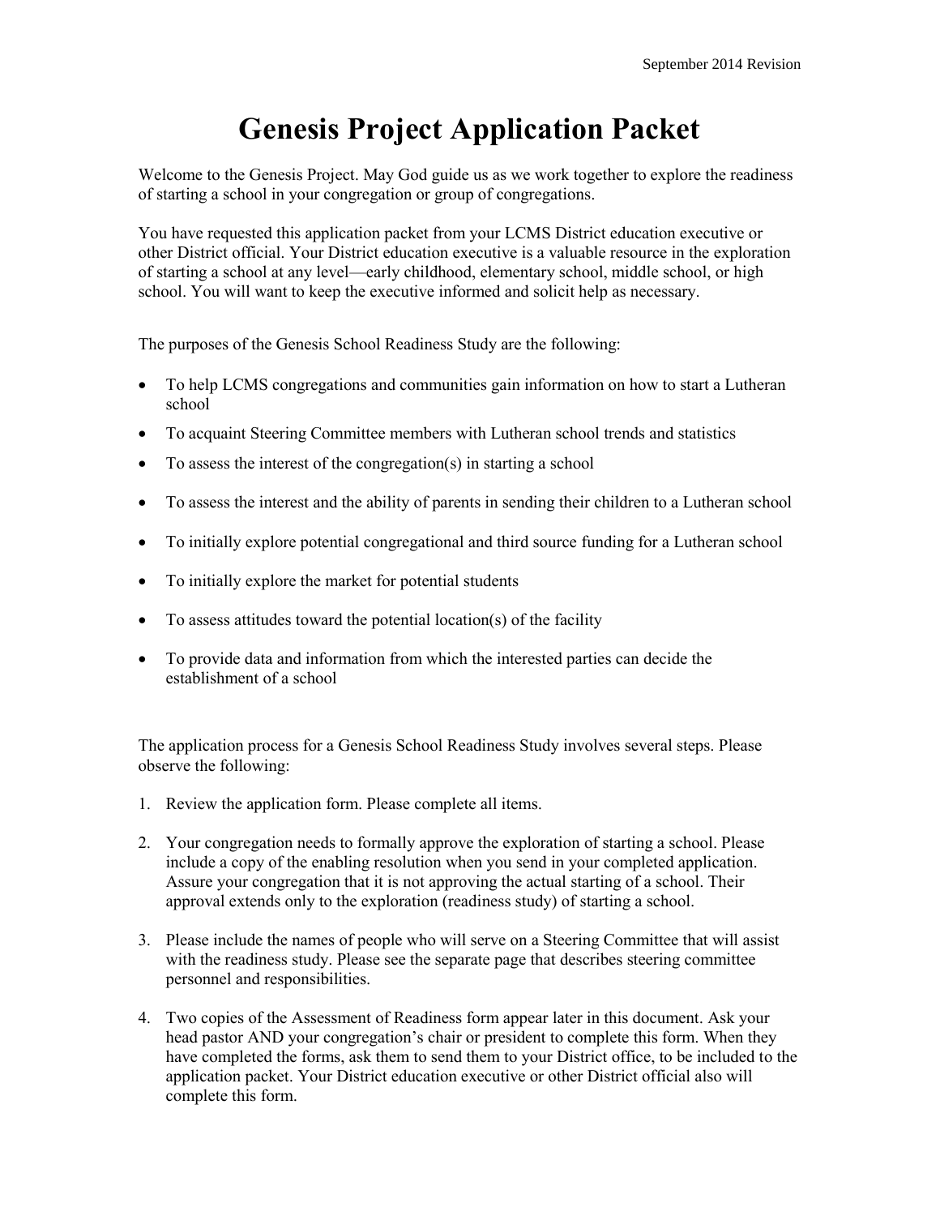September 2014 Revision

# Genesis Project Application Packet

Welcome to the Genesis Project. May God guide us as we work together to explore the readiness of starting a school in your congregation or group of congregations.

You have requested this application packet from your LCMS District education executive or other District official. Your District education executive is a valuable resource in the exploration of starting a school at any level—early childhood, elementary school, middle school, or high school. You will want to keep the executive informed and solicit help as necessary.

The purposes of the Genesis School Readiness Study are the following:

- To help LCMS congregations and communities gain information on how to start a Lutheran school
- To acquaint Steering Committee members with Lutheran school trends and statistics
- To assess the interest of the congregation(s) in starting a school
- To assess the interest and the ability of parents in sending their children to a Lutheran school
- To initially explore potential congregational and third source funding for a Lutheran school
- To initially explore the market for potential students
- To assess attitudes toward the potential location(s) of the facility
- To provide data and information from which the interested parties can decide the establishment of a school

The application process for a Genesis School Readiness Study involves several steps. Please observe the following:

1. Review the application form. Please complete all items.
2. Your congregation needs to formally approve the exploration of starting a school. Please include a copy of the enabling resolution when you send in your completed application. Assure your congregation that it is not approving the actual starting of a school. Their approval extends only to the exploration (readiness study) of starting a school.
3. Please include the names of people who will serve on a Steering Committee that will assist with the readiness study. Please see the separate page that describes steering committee personnel and responsibilities.
4. Two copies of the Assessment of Readiness form appear later in this document. Ask your head pastor AND your congregation's chair or president to complete this form. When they have completed the forms, ask them to send them to your District office, to be included to the application packet. Your District education executive or other District official also will complete this form.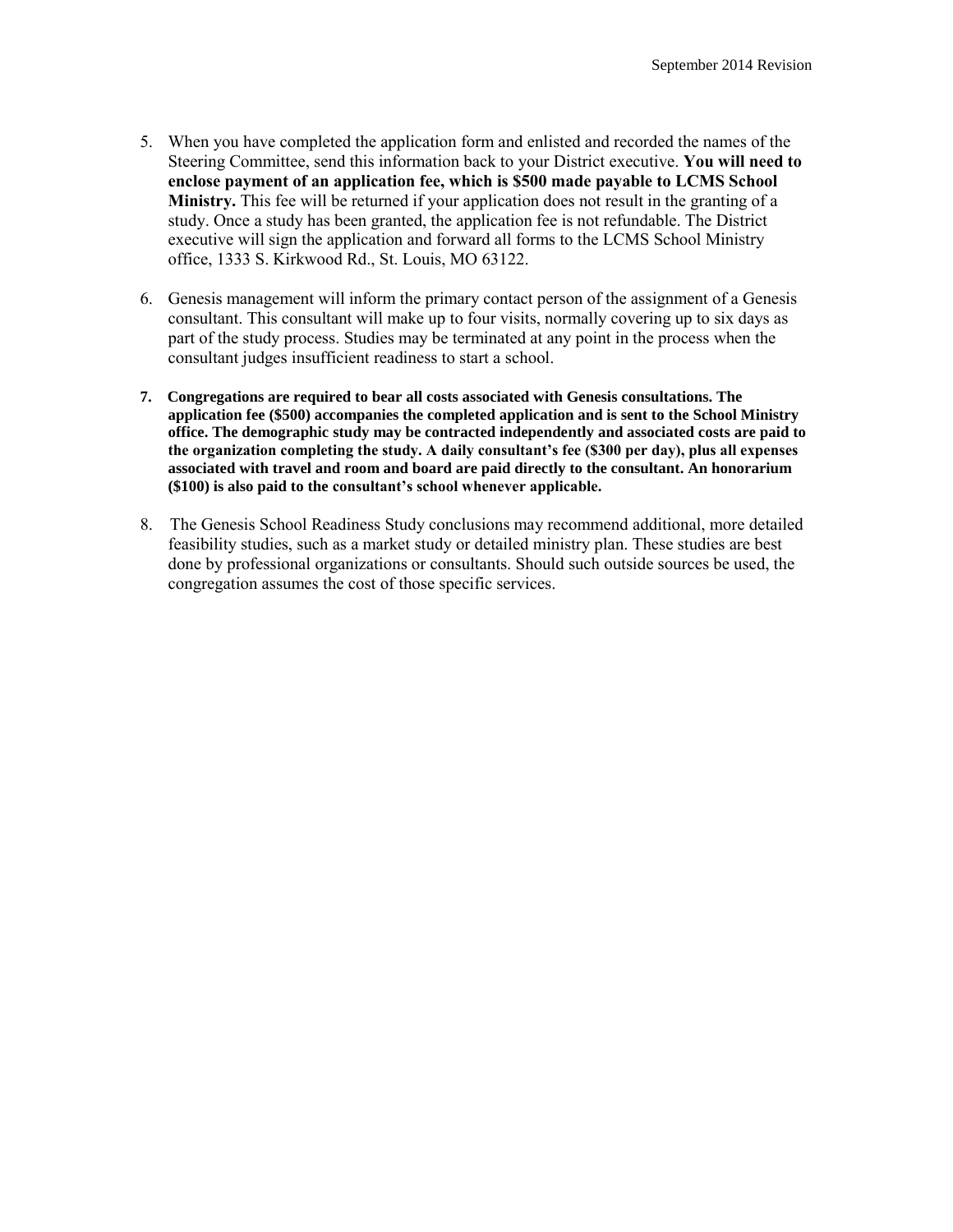5. When you have completed the application form and enlisted and recorded the names of the Steering Committee, send this information back to your District executive. **You will need to enclose payment of an application fee, which is $500 made payable to LCMS School Ministry.** This fee will be returned if your application does not result in the granting of a study. Once a study has been granted, the application fee is not refundable. The District executive will sign the application and forward all forms to the LCMS School Ministry office, 1333 S. Kirkwood Rd., St. Louis, MO 63122.

6. Genesis management will inform the primary contact person of the assignment of a Genesis consultant. This consultant will make up to four visits, normally covering up to six days as part of the study process. Studies may be terminated at any point in the process when the consultant judges insufficient readiness to start a school.

7. **Congregations are required to bear all costs associated with Genesis consultations. The application fee ($500) accompanies the completed application and is sent to the School Ministry office. The demographic study may be contracted independently and associated costs are paid to the organization completing the study. A daily consultant's fee ($300 per day), plus all expenses associated with travel and room and board are paid directly to the consultant. An honorarium ($100) is also paid to the consultant's school whenever applicable.**

8. The Genesis School Readiness Study conclusions may recommend additional, more detailed feasibility studies, such as a market study or detailed ministry plan. These studies are best done by professional organizations or consultants. Should such outside sources be used, the congregation assumes the cost of those specific services.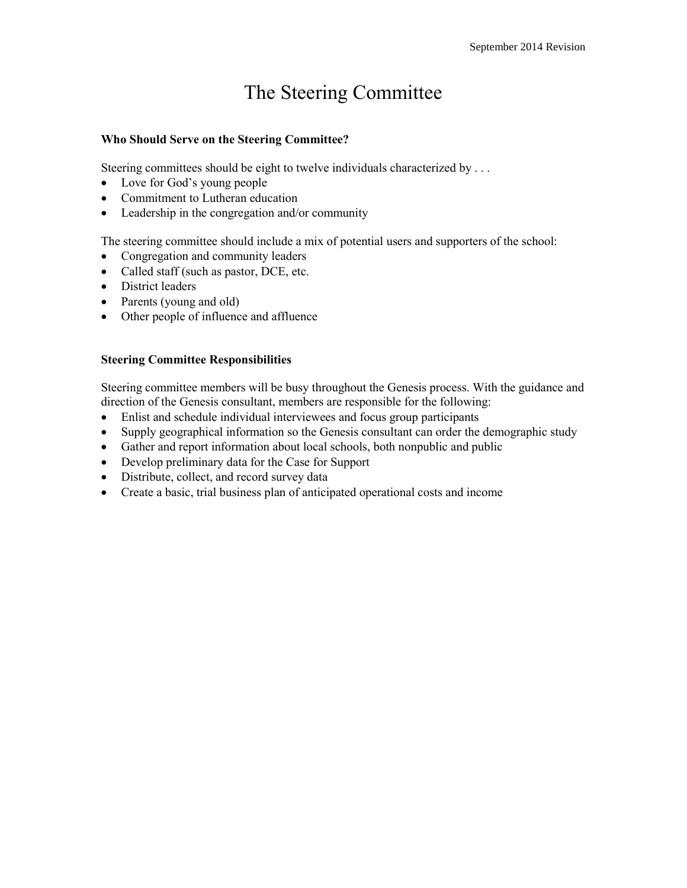# The Steering Committee

**Who Should Serve on the Steering Committee?**

Steering committees should be eight to twelve individuals characterized by . . .

- Love for God's young people
- Commitment to Lutheran education
- Leadership in the congregation and/or community

The steering committee should include a mix of potential users and supporters of the school:

- Congregation and community leaders
- Called staff (such as pastor, DCE, etc.
- District leaders
- Parents (young and old)
- Other people of influence and affluence

**Steering Committee Responsibilities**

Steering committee members will be busy throughout the Genesis process. With the guidance and direction of the Genesis consultant, members are responsible for the following:

- Enlist and schedule individual interviewees and focus group participants
- Supply geographical information so the Genesis consultant can order the demographic study
- Gather and report information about local schools, both nonpublic and public
- Develop preliminary data for the Case for Support
- Distribute, collect, and record survey data
- Create a basic, trial business plan of anticipated operational costs and income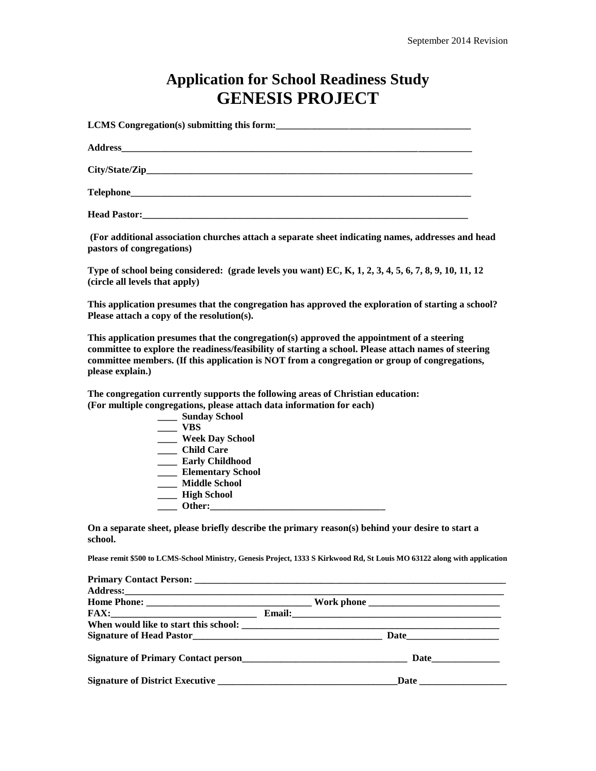September 2014 Revision

# Application for School Readiness Study
# GENESIS PROJECT

**LCMS Congregation(s) submitting this form:________________________________________**

**Address___________________________________________________________________________**

**City/State/Zip_____________________________________________________________________**

**Telephone_________________________________________________________________________**

**Head Pastor:______________________________________________________________________**

**(For additional association churches attach a separate sheet indicating names, addresses and head pastors of congregations)**

**Type of school being considered: (grade levels you want) EC, K, 1, 2, 3, 4, 5, 6, 7, 8, 9, 10, 11, 12 (circle all levels that apply)**

**This application presumes that the congregation has approved the exploration of starting a school? Please attach a copy of the resolution(s).**

**This application presumes that the congregation(s) approved the appointment of a steering committee to explore the readiness/feasibility of starting a school. Please attach names of steering committee members. (If this application is NOT from a congregation or group of congregations, please explain.)**

**The congregation currently supports the following areas of Christian education:**
**(For multiple congregations, please attach data information for each)**

- **____ Sunday School**
- **____ VBS**
- **____ Week Day School**
- **____ Child Care**
- **____ Early Childhood**
- **____ Elementary School**
- **____ Middle School**
- **____ High School**
- **____ Other:___________________________________**

**On a separate sheet, please briefly describe the primary reason(s) behind your desire to start a school.**

**Please remit $500 to LCMS-School Ministry, Genesis Project, 1333 S Kirkwood Rd, St Louis MO 63122 along with application**

**Primary Contact Person: __________________________________________________________________**
**Address:_________________________________________________________________________________**
**Home Phone: ________________________________ Work phone ___________________________**
**FAX:______________________________ Email:____________________________________________**
**When would like to start this school: _________________________________________________**
**Signature of Head Pastor_______________________________________ Date__________________**

**Signature of Primary Contact person__________________________________ Date______________**

**Signature of District Executive _____________________________________Date __________________**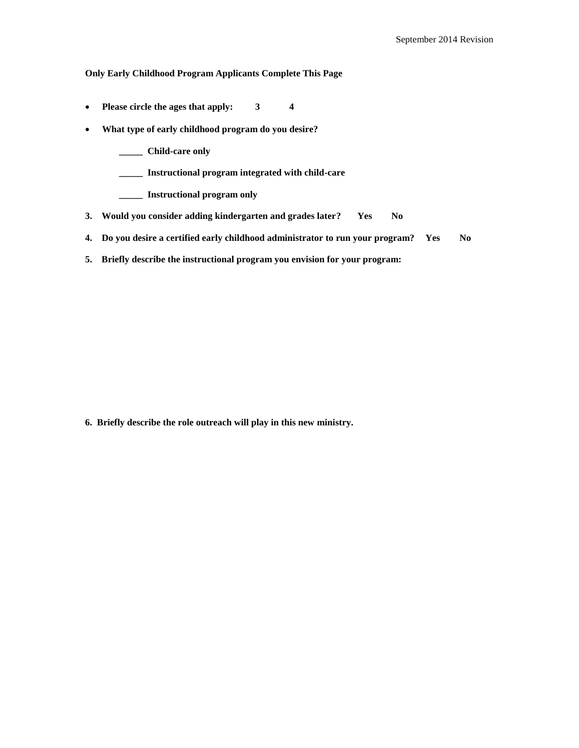**Only Early Childhood Program Applicants Complete This Page**

- **Please circle the ages that apply: 3 4**
- **What type of early childhood program do you desire?**

  **_____ Child-care only**

  **_____ Instructional program integrated with child-care**

  **_____ Instructional program only**

**3. Would you consider adding kindergarten and grades later? Yes No**

**4. Do you desire a certified early childhood administrator to run your program? Yes No**

**5. Briefly describe the instructional program you envision for your program:**

**6. Briefly describe the role outreach will play in this new ministry.**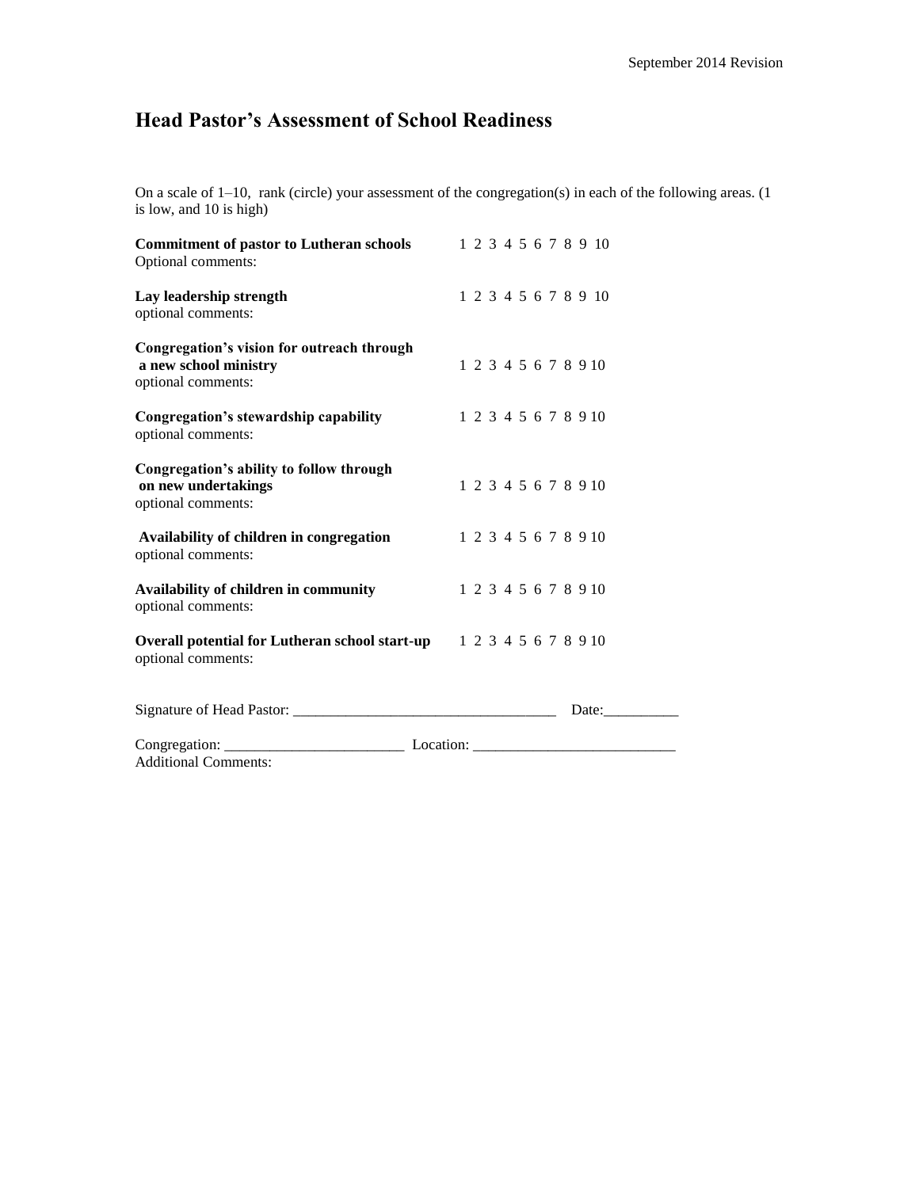September 2014 Revision

# Head Pastor's Assessment of School Readiness

On a scale of 1–10, rank (circle) your assessment of the congregation(s) in each of the following areas. (1 is low, and 10 is high)

**Commitment of pastor to Lutheran schools** 1 2 3 4 5 6 7 8 9 10
Optional comments:

**Lay leadership strength** 1 2 3 4 5 6 7 8 9 10
optional comments:

**Congregation's vision for outreach through a new school ministry** 1 2 3 4 5 6 7 8 9 10
optional comments:

**Congregation's stewardship capability** 1 2 3 4 5 6 7 8 9 10
optional comments:

**Congregation's ability to follow through on new undertakings** 1 2 3 4 5 6 7 8 9 10
optional comments:

**Availability of children in congregation** 1 2 3 4 5 6 7 8 9 10
optional comments:

**Availability of children in community** 1 2 3 4 5 6 7 8 9 10
optional comments:

**Overall potential for Lutheran school start-up** 1 2 3 4 5 6 7 8 9 10
optional comments:

Signature of Head Pastor: ___________________________________ Date:__________

Congregation: ________________________ Location: ___________________________
Additional Comments: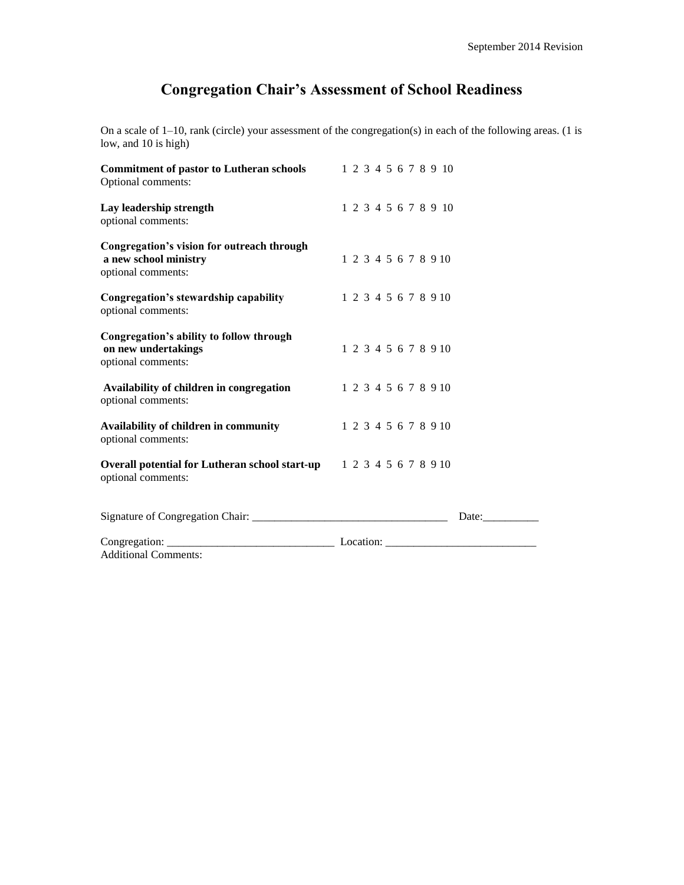# Congregation Chair's Assessment of School Readiness

On a scale of 1–10, rank (circle) your assessment of the congregation(s) in each of the following areas. (1 is low, and 10 is high)

**Commitment of pastor to Lutheran schools** 1 2 3 4 5 6 7 8 9 10
Optional comments:

**Lay leadership strength** 1 2 3 4 5 6 7 8 9 10
optional comments:

**Congregation's vision for outreach through a new school ministry** 1 2 3 4 5 6 7 8 9 10
optional comments:

**Congregation's stewardship capability** 1 2 3 4 5 6 7 8 9 10
optional comments:

**Congregation's ability to follow through on new undertakings** 1 2 3 4 5 6 7 8 9 10
optional comments:

**Availability of children in congregation** 1 2 3 4 5 6 7 8 9 10
optional comments:

**Availability of children in community** 1 2 3 4 5 6 7 8 9 10
optional comments:

**Overall potential for Lutheran school start-up** 1 2 3 4 5 6 7 8 9 10
optional comments:

Signature of Congregation Chair: ___________________________________ Date:__________

Congregation: ______________________________ Location: ___________________________
Additional Comments: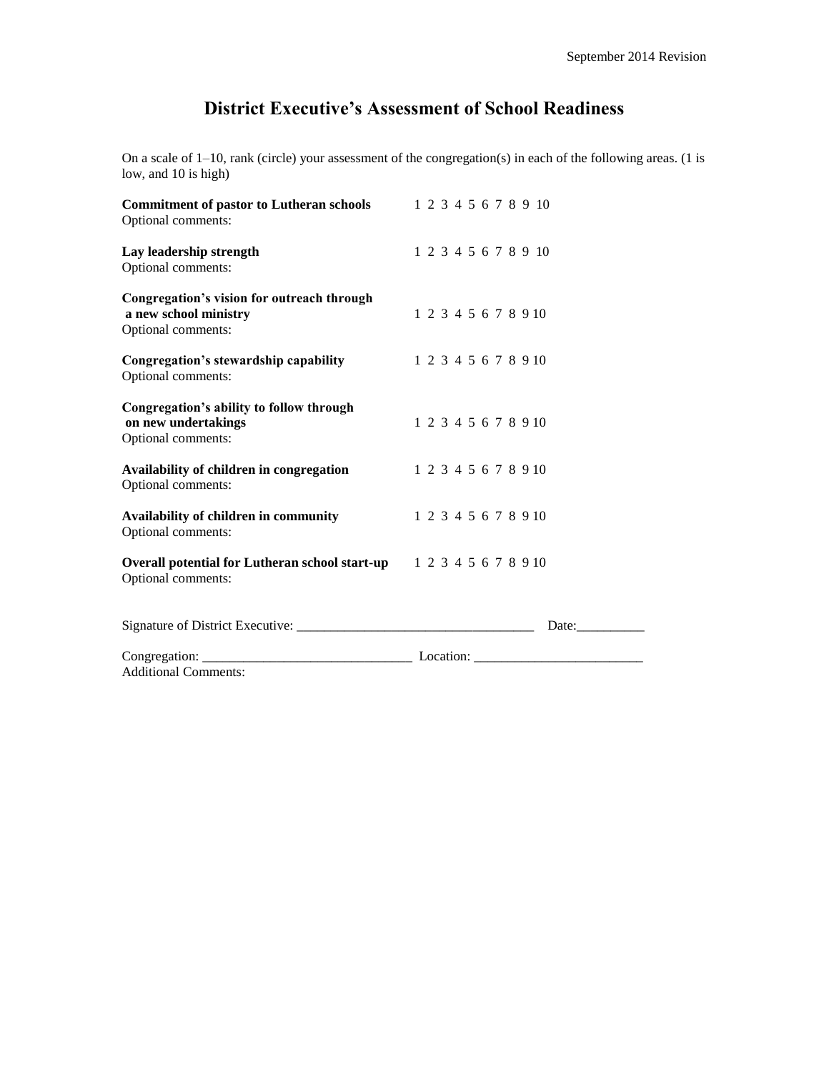# District Executive's Assessment of School Readiness

On a scale of 1–10, rank (circle) your assessment of the congregation(s) in each of the following areas. (1 is low, and 10 is high)

**Commitment of pastor to Lutheran schools** 1 2 3 4 5 6 7 8 9 10
Optional comments:

**Lay leadership strength** 1 2 3 4 5 6 7 8 9 10
Optional comments:

**Congregation's vision for outreach through a new school ministry** 1 2 3 4 5 6 7 8 9 10
Optional comments:

**Congregation's stewardship capability** 1 2 3 4 5 6 7 8 9 10
Optional comments:

**Congregation's ability to follow through on new undertakings** 1 2 3 4 5 6 7 8 9 10
Optional comments:

**Availability of children in congregation** 1 2 3 4 5 6 7 8 9 10
Optional comments:

**Availability of children in community** 1 2 3 4 5 6 7 8 9 10
Optional comments:

**Overall potential for Lutheran school start-up** 1 2 3 4 5 6 7 8 9 10
Optional comments:

Signature of District Executive: ___________________________________ Date:__________

Congregation: _______________________________ Location: _________________________
Additional Comments: